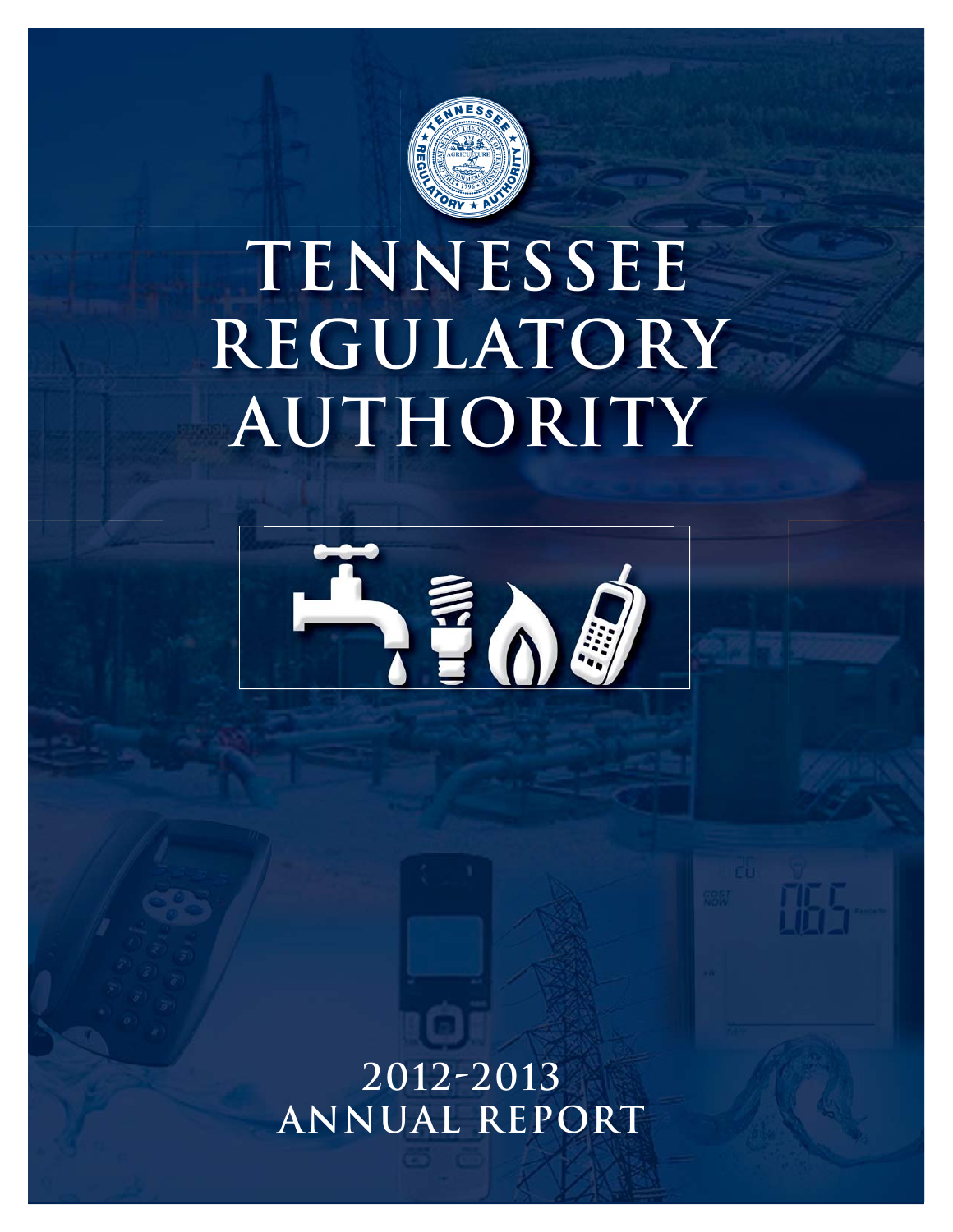# TENNESSEE REGULATORY AUTHORITY

## 2012-2013 ANNUAL REPORT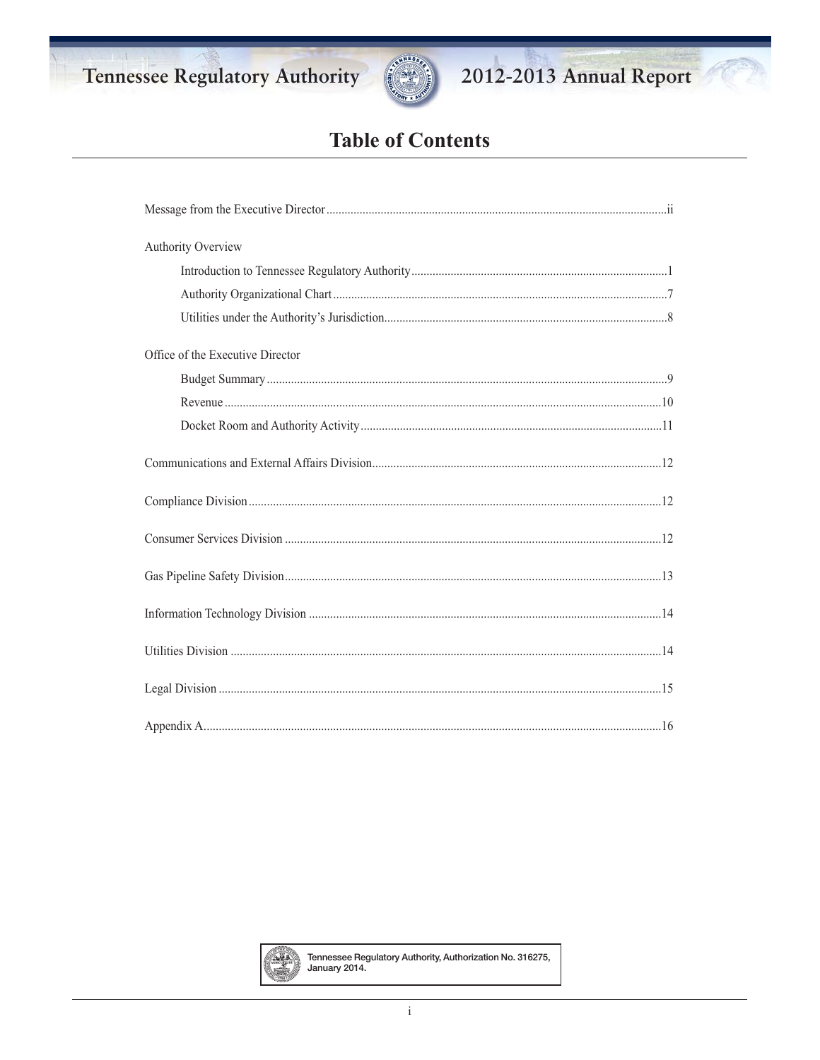# Table of Contents

Message from the Executive Director ..... ii

Authority Overview

- Introduction to Tennessee Regulatory Authority ..... 1
- Authority Organizational Chart ..... 7
- Utilities under the Authority's Jurisdiction ..... 8

Office of the Executive Director

- Budget Summary ..... 9
- Revenue ..... 10
- Docket Room and Authority Activity ..... 11

Communications and External Affairs Division ..... 12

Compliance Division ..... 12

Consumer Services Division ..... 12

Gas Pipeline Safety Division ..... 13

Information Technology Division ..... 14

Utilities Division ..... 14

Legal Division ..... 15

Appendix A ..... 16

Tennessee Regulatory Authority, Authorization No. 316275, January 2014.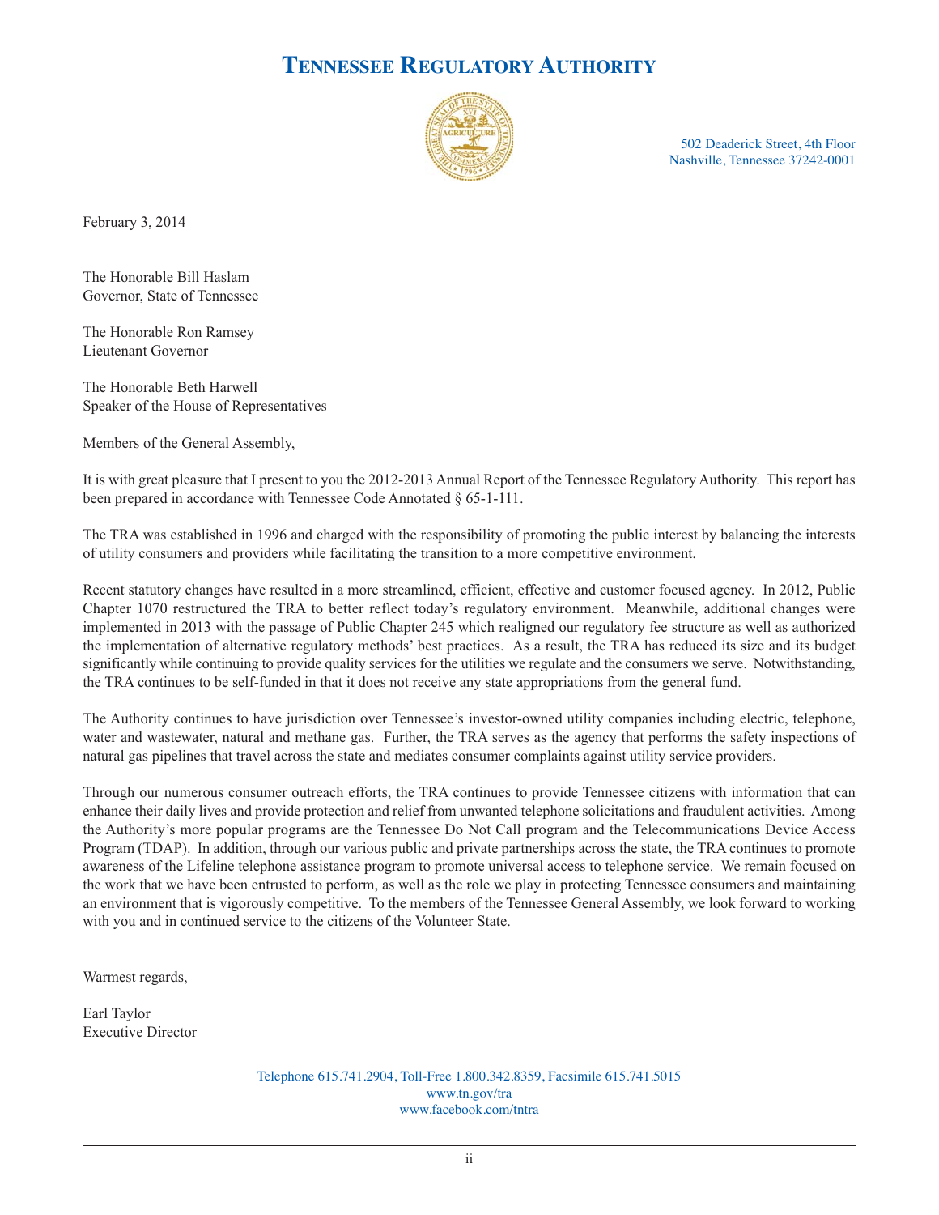# TENNESSEE REGULATORY AUTHORITY

502 Deaderick Street, 4th Floor
Nashville, Tennessee 37242-0001

February 3, 2014

The Honorable Bill Haslam
Governor, State of Tennessee

The Honorable Ron Ramsey
Lieutenant Governor

The Honorable Beth Harwell
Speaker of the House of Representatives

Members of the General Assembly,

It is with great pleasure that I present to you the 2012-2013 Annual Report of the Tennessee Regulatory Authority. This report has been prepared in accordance with Tennessee Code Annotated § 65-1-111.

The TRA was established in 1996 and charged with the responsibility of promoting the public interest by balancing the interests of utility consumers and providers while facilitating the transition to a more competitive environment.

Recent statutory changes have resulted in a more streamlined, efficient, effective and customer focused agency. In 2012, Public Chapter 1070 restructured the TRA to better reflect today's regulatory environment. Meanwhile, additional changes were implemented in 2013 with the passage of Public Chapter 245 which realigned our regulatory fee structure as well as authorized the implementation of alternative regulatory methods' best practices. As a result, the TRA has reduced its size and its budget significantly while continuing to provide quality services for the utilities we regulate and the consumers we serve. Notwithstanding, the TRA continues to be self-funded in that it does not receive any state appropriations from the general fund.

The Authority continues to have jurisdiction over Tennessee's investor-owned utility companies including electric, telephone, water and wastewater, natural and methane gas. Further, the TRA serves as the agency that performs the safety inspections of natural gas pipelines that travel across the state and mediates consumer complaints against utility service providers.

Through our numerous consumer outreach efforts, the TRA continues to provide Tennessee citizens with information that can enhance their daily lives and provide protection and relief from unwanted telephone solicitations and fraudulent activities. Among the Authority's more popular programs are the Tennessee Do Not Call program and the Telecommunications Device Access Program (TDAP). In addition, through our various public and private partnerships across the state, the TRA continues to promote awareness of the Lifeline telephone assistance program to promote universal access to telephone service. We remain focused on the work that we have been entrusted to perform, as well as the role we play in protecting Tennessee consumers and maintaining an environment that is vigorously competitive. To the members of the Tennessee General Assembly, we look forward to working with you and in continued service to the citizens of the Volunteer State.

Warmest regards,

Earl Taylor
Executive Director

Telephone 615.741.2904, Toll-Free 1.800.342.8359, Facsimile 615.741.5015
www.tn.gov/tra
www.facebook.com/tntra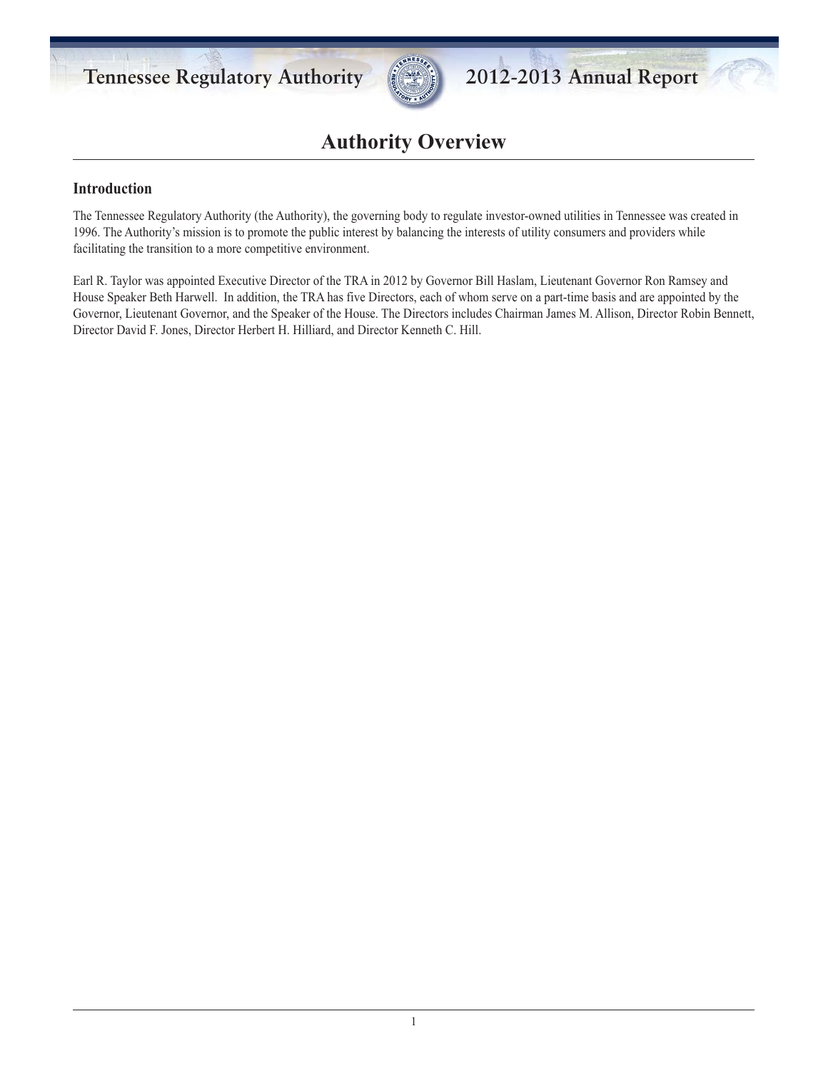# Authority Overview

## Introduction

The Tennessee Regulatory Authority (the Authority), the governing body to regulate investor-owned utilities in Tennessee was created in 1996. The Authority's mission is to promote the public interest by balancing the interests of utility consumers and providers while facilitating the transition to a more competitive environment.

Earl R. Taylor was appointed Executive Director of the TRA in 2012 by Governor Bill Haslam, Lieutenant Governor Ron Ramsey and House Speaker Beth Harwell. In addition, the TRA has five Directors, each of whom serve on a part-time basis and are appointed by the Governor, Lieutenant Governor, and the Speaker of the House. The Directors includes Chairman James M. Allison, Director Robin Bennett, Director David F. Jones, Director Herbert H. Hilliard, and Director Kenneth C. Hill.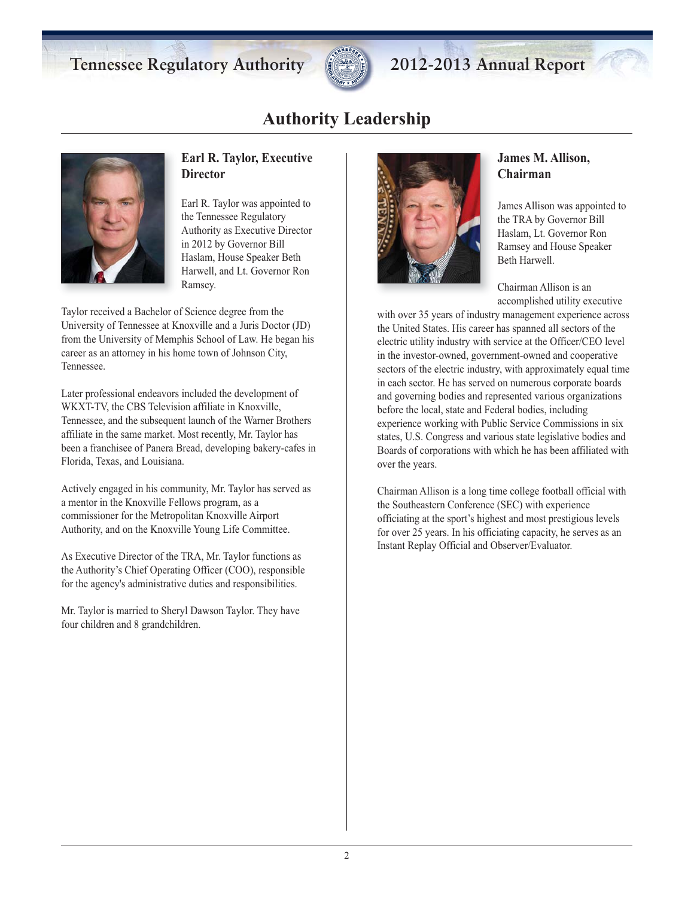# Authority Leadership

## Earl R. Taylor, Executive Director

Earl R. Taylor was appointed to the Tennessee Regulatory Authority as Executive Director in 2012 by Governor Bill Haslam, House Speaker Beth Harwell, and Lt. Governor Ron Ramsey.

Taylor received a Bachelor of Science degree from the University of Tennessee at Knoxville and a Juris Doctor (JD) from the University of Memphis School of Law. He began his career as an attorney in his home town of Johnson City, Tennessee.

Later professional endeavors included the development of WKXT-TV, the CBS Television affiliate in Knoxville, Tennessee, and the subsequent launch of the Warner Brothers affiliate in the same market. Most recently, Mr. Taylor has been a franchisee of Panera Bread, developing bakery-cafes in Florida, Texas, and Louisiana.

Actively engaged in his community, Mr. Taylor has served as a mentor in the Knoxville Fellows program, as a commissioner for the Metropolitan Knoxville Airport Authority, and on the Knoxville Young Life Committee.

As Executive Director of the TRA, Mr. Taylor functions as the Authority's Chief Operating Officer (COO), responsible for the agency's administrative duties and responsibilities.

Mr. Taylor is married to Sheryl Dawson Taylor. They have four children and 8 grandchildren.

## James M. Allison, Chairman

James Allison was appointed to the TRA by Governor Bill Haslam, Lt. Governor Ron Ramsey and House Speaker Beth Harwell.

Chairman Allison is an accomplished utility executive with over 35 years of industry management experience across the United States. His career has spanned all sectors of the electric utility industry with service at the Officer/CEO level in the investor-owned, government-owned and cooperative sectors of the electric industry, with approximately equal time in each sector. He has served on numerous corporate boards and governing bodies and represented various organizations before the local, state and Federal bodies, including experience working with Public Service Commissions in six states, U.S. Congress and various state legislative bodies and Boards of corporations with which he has been affiliated with over the years.

Chairman Allison is a long time college football official with the Southeastern Conference (SEC) with experience officiating at the sport's highest and most prestigious levels for over 25 years. In his officiating capacity, he serves as an Instant Replay Official and Observer/Evaluator.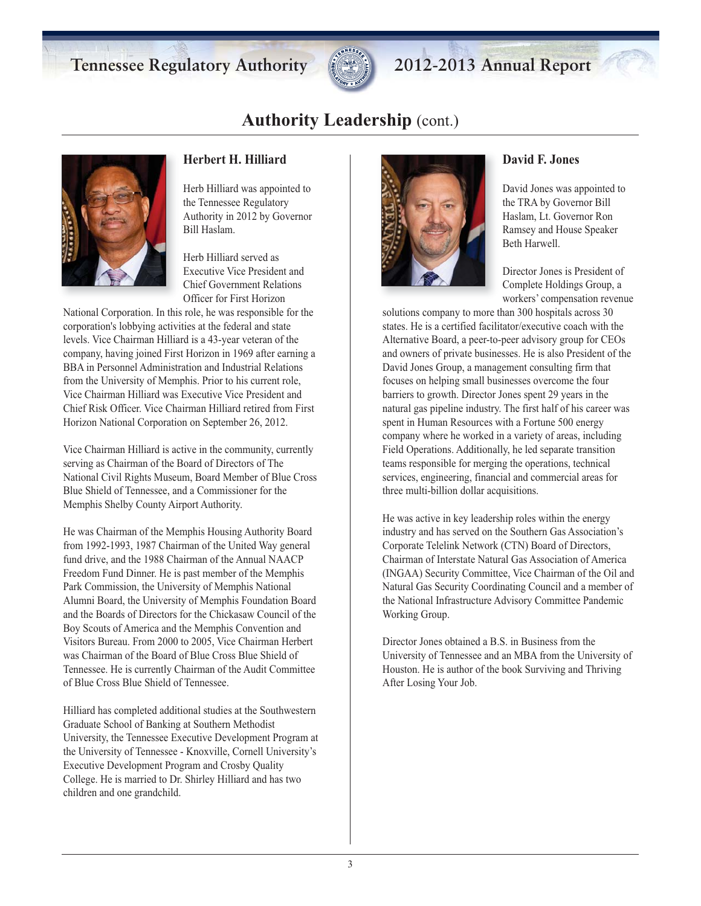## Authority Leadership (cont.)

### Herbert H. Hilliard

Herb Hilliard was appointed to the Tennessee Regulatory Authority in 2012 by Governor Bill Haslam.

Herb Hilliard served as Executive Vice President and Chief Government Relations Officer for First Horizon National Corporation. In this role, he was responsible for the corporation's lobbying activities at the federal and state levels. Vice Chairman Hilliard is a 43-year veteran of the company, having joined First Horizon in 1969 after earning a BBA in Personnel Administration and Industrial Relations from the University of Memphis. Prior to his current role, Vice Chairman Hilliard was Executive Vice President and Chief Risk Officer. Vice Chairman Hilliard retired from First Horizon National Corporation on September 26, 2012.

Vice Chairman Hilliard is active in the community, currently serving as Chairman of the Board of Directors of The National Civil Rights Museum, Board Member of Blue Cross Blue Shield of Tennessee, and a Commissioner for the Memphis Shelby County Airport Authority.

He was Chairman of the Memphis Housing Authority Board from 1992-1993, 1987 Chairman of the United Way general fund drive, and the 1988 Chairman of the Annual NAACP Freedom Fund Dinner. He is past member of the Memphis Park Commission, the University of Memphis National Alumni Board, the University of Memphis Foundation Board and the Boards of Directors for the Chickasaw Council of the Boy Scouts of America and the Memphis Convention and Visitors Bureau. From 2000 to 2005, Vice Chairman Herbert was Chairman of the Board of Blue Cross Blue Shield of Tennessee. He is currently Chairman of the Audit Committee of Blue Cross Blue Shield of Tennessee.

Hilliard has completed additional studies at the Southwestern Graduate School of Banking at Southern Methodist University, the Tennessee Executive Development Program at the University of Tennessee - Knoxville, Cornell University's Executive Development Program and Crosby Quality College. He is married to Dr. Shirley Hilliard and has two children and one grandchild.

### David F. Jones

David Jones was appointed to the TRA by Governor Bill Haslam, Lt. Governor Ron Ramsey and House Speaker Beth Harwell.

Director Jones is President of Complete Holdings Group, a workers' compensation revenue solutions company to more than 300 hospitals across 30 states. He is a certified facilitator/executive coach with the Alternative Board, a peer-to-peer advisory group for CEOs and owners of private businesses. He is also President of the David Jones Group, a management consulting firm that focuses on helping small businesses overcome the four barriers to growth. Director Jones spent 29 years in the natural gas pipeline industry. The first half of his career was spent in Human Resources with a Fortune 500 energy company where he worked in a variety of areas, including Field Operations. Additionally, he led separate transition teams responsible for merging the operations, technical services, engineering, financial and commercial areas for three multi-billion dollar acquisitions.

He was active in key leadership roles within the energy industry and has served on the Southern Gas Association's Corporate Telelink Network (CTN) Board of Directors, Chairman of Interstate Natural Gas Association of America (INGAA) Security Committee, Vice Chairman of the Oil and Natural Gas Security Coordinating Council and a member of the National Infrastructure Advisory Committee Pandemic Working Group.

Director Jones obtained a B.S. in Business from the University of Tennessee and an MBA from the University of Houston. He is author of the book Surviving and Thriving After Losing Your Job.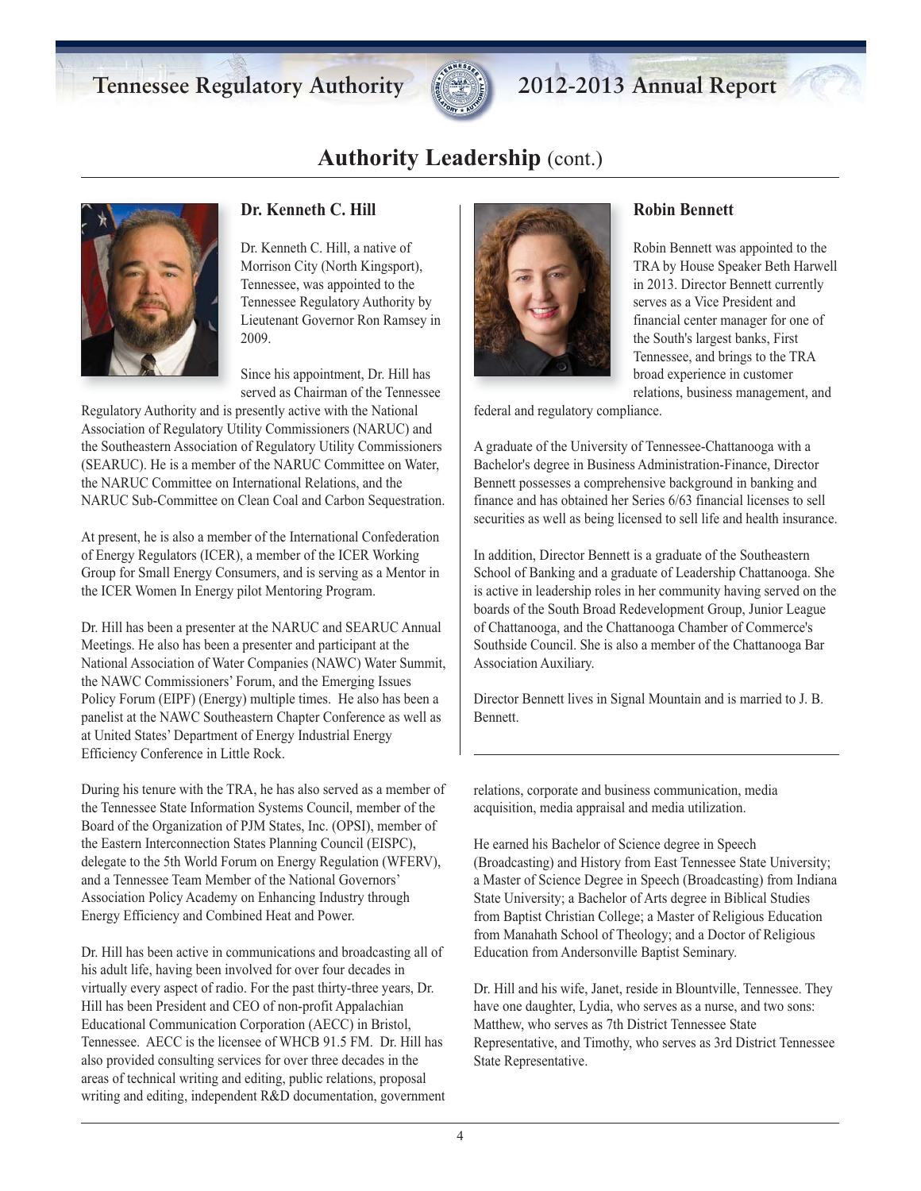## Authority Leadership (cont.)

### Dr. Kenneth C. Hill

Dr. Kenneth C. Hill, a native of Morrison City (North Kingsport), Tennessee, was appointed to the Tennessee Regulatory Authority by Lieutenant Governor Ron Ramsey in 2009.

Since his appointment, Dr. Hill has served as Chairman of the Tennessee Regulatory Authority and is presently active with the National Association of Regulatory Utility Commissioners (NARUC) and the Southeastern Association of Regulatory Utility Commissioners (SEARUC). He is a member of the NARUC Committee on Water, the NARUC Committee on International Relations, and the NARUC Sub-Committee on Clean Coal and Carbon Sequestration.

At present, he is also a member of the International Confederation of Energy Regulators (ICER), a member of the ICER Working Group for Small Energy Consumers, and is serving as a Mentor in the ICER Women In Energy pilot Mentoring Program.

Dr. Hill has been a presenter at the NARUC and SEARUC Annual Meetings. He also has been a presenter and participant at the National Association of Water Companies (NAWC) Water Summit, the NAWC Commissioners' Forum, and the Emerging Issues Policy Forum (EIPF) (Energy) multiple times. He also has been a panelist at the NAWC Southeastern Chapter Conference as well as at United States' Department of Energy Industrial Energy Efficiency Conference in Little Rock.

During his tenure with the TRA, he has also served as a member of the Tennessee State Information Systems Council, member of the Board of the Organization of PJM States, Inc. (OPSI), member of the Eastern Interconnection States Planning Council (EISPC), delegate to the 5th World Forum on Energy Regulation (WFERV), and a Tennessee Team Member of the National Governors' Association Policy Academy on Enhancing Industry through Energy Efficiency and Combined Heat and Power.

Dr. Hill has been active in communications and broadcasting all of his adult life, having been involved for over four decades in virtually every aspect of radio. For the past thirty-three years, Dr. Hill has been President and CEO of non-profit Appalachian Educational Communication Corporation (AECC) in Bristol, Tennessee. AECC is the licensee of WHCB 91.5 FM. Dr. Hill has also provided consulting services for over three decades in the areas of technical writing and editing, public relations, proposal writing and editing, independent R&D documentation, government relations, corporate and business communication, media acquisition, media appraisal and media utilization.

He earned his Bachelor of Science degree in Speech (Broadcasting) and History from East Tennessee State University; a Master of Science Degree in Speech (Broadcasting) from Indiana State University; a Bachelor of Arts degree in Biblical Studies from Baptist Christian College; a Master of Religious Education from Manahath School of Theology; and a Doctor of Religious Education from Andersonville Baptist Seminary.

Dr. Hill and his wife, Janet, reside in Blountville, Tennessee. They have one daughter, Lydia, who serves as a nurse, and two sons: Matthew, who serves as 7th District Tennessee State Representative, and Timothy, who serves as 3rd District Tennessee State Representative.

### Robin Bennett

Robin Bennett was appointed to the TRA by House Speaker Beth Harwell in 2013. Director Bennett currently serves as a Vice President and financial center manager for one of the South's largest banks, First Tennessee, and brings to the TRA broad experience in customer relations, business management, and federal and regulatory compliance.

A graduate of the University of Tennessee-Chattanooga with a Bachelor's degree in Business Administration-Finance, Director Bennett possesses a comprehensive background in banking and finance and has obtained her Series 6/63 financial licenses to sell securities as well as being licensed to sell life and health insurance.

In addition, Director Bennett is a graduate of the Southeastern School of Banking and a graduate of Leadership Chattanooga. She is active in leadership roles in her community having served on the boards of the South Broad Redevelopment Group, Junior League of Chattanooga, and the Chattanooga Chamber of Commerce's Southside Council. She is also a member of the Chattanooga Bar Association Auxiliary.

Director Bennett lives in Signal Mountain and is married to J. B. Bennett.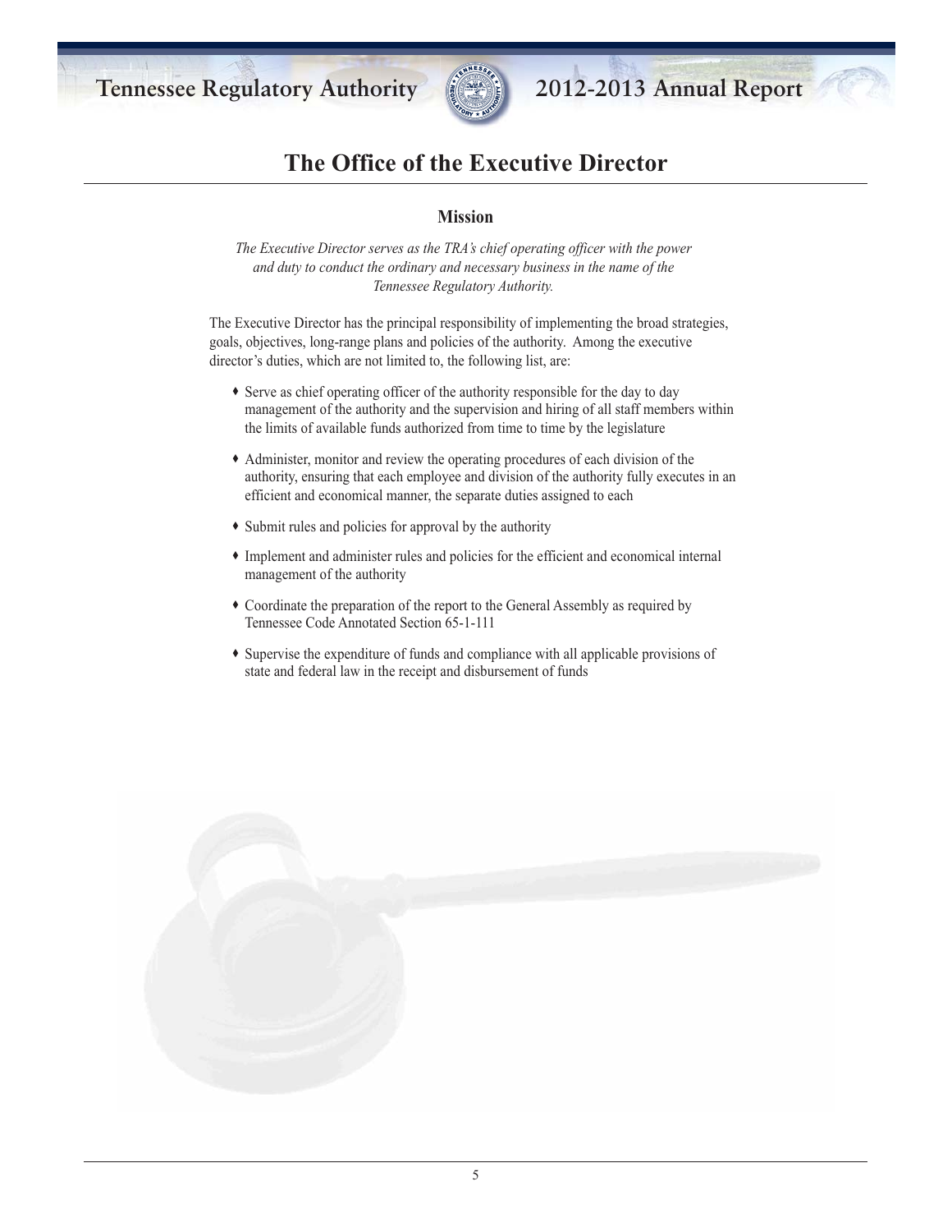# The Office of the Executive Director

## Mission

*The Executive Director serves as the TRA's chief operating officer with the power and duty to conduct the ordinary and necessary business in the name of the Tennessee Regulatory Authority.*

The Executive Director has the principal responsibility of implementing the broad strategies, goals, objectives, long-range plans and policies of the authority. Among the executive director's duties, which are not limited to, the following list, are:

- Serve as chief operating officer of the authority responsible for the day to day management of the authority and the supervision and hiring of all staff members within the limits of available funds authorized from time to time by the legislature
- Administer, monitor and review the operating procedures of each division of the authority, ensuring that each employee and division of the authority fully executes in an efficient and economical manner, the separate duties assigned to each
- Submit rules and policies for approval by the authority
- Implement and administer rules and policies for the efficient and economical internal management of the authority
- Coordinate the preparation of the report to the General Assembly as required by Tennessee Code Annotated Section 65-1-111
- Supervise the expenditure of funds and compliance with all applicable provisions of state and federal law in the receipt and disbursement of funds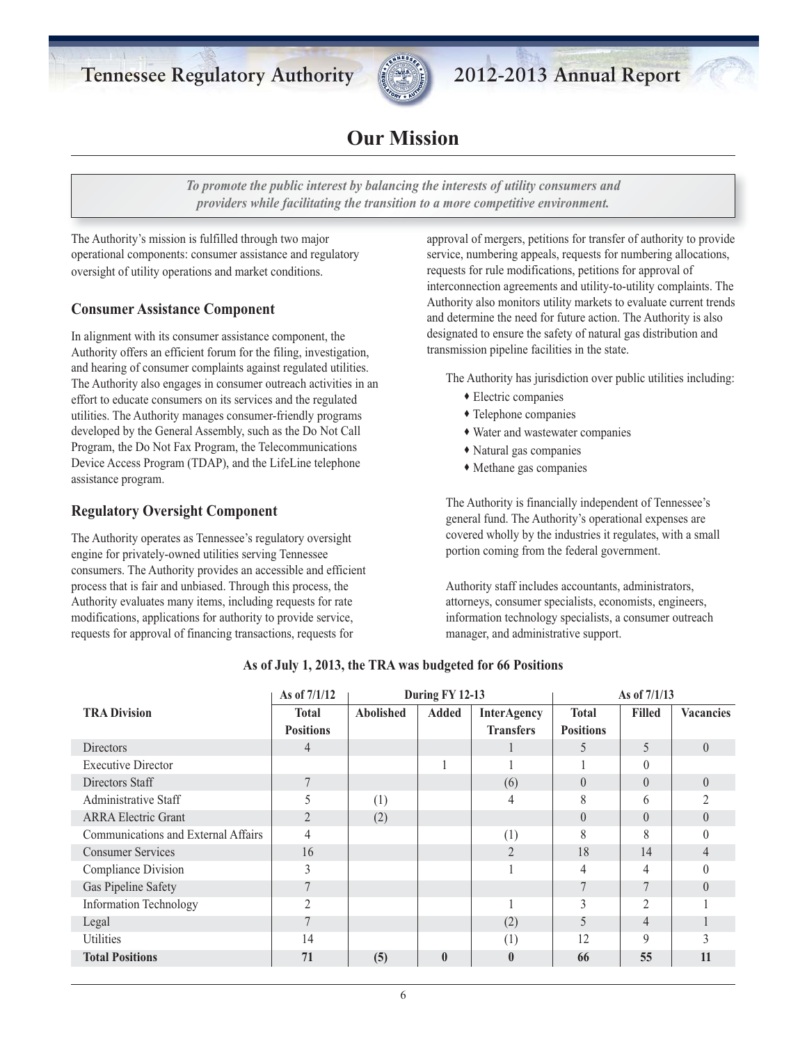# Our Mission

> ***To promote the public interest by balancing the interests of utility consumers and providers while facilitating the transition to a more competitive environment.***

The Authority's mission is fulfilled through two major operational components: consumer assistance and regulatory oversight of utility operations and market conditions.

### Consumer Assistance Component

In alignment with its consumer assistance component, the Authority offers an efficient forum for the filing, investigation, and hearing of consumer complaints against regulated utilities. The Authority also engages in consumer outreach activities in an effort to educate consumers on its services and the regulated utilities. The Authority manages consumer-friendly programs developed by the General Assembly, such as the Do Not Call Program, the Do Not Fax Program, the Telecommunications Device Access Program (TDAP), and the LifeLine telephone assistance program.

### Regulatory Oversight Component

The Authority operates as Tennessee's regulatory oversight engine for privately-owned utilities serving Tennessee consumers. The Authority provides an accessible and efficient process that is fair and unbiased. Through this process, the Authority evaluates many items, including requests for rate modifications, applications for authority to provide service, requests for approval of financing transactions, requests for approval of mergers, petitions for transfer of authority to provide service, numbering appeals, requests for numbering allocations, requests for rule modifications, petitions for approval of interconnection agreements and utility-to-utility complaints. The Authority also monitors utility markets to evaluate current trends and determine the need for future action. The Authority is also designated to ensure the safety of natural gas distribution and transmission pipeline facilities in the state.

The Authority has jurisdiction over public utilities including:

- Electric companies
- Telephone companies
- Water and wastewater companies
- Natural gas companies
- Methane gas companies

The Authority is financially independent of Tennessee's general fund. The Authority's operational expenses are covered wholly by the industries it regulates, with a small portion coming from the federal government.

Authority staff includes accountants, administrators, attorneys, consumer specialists, economists, engineers, information technology specialists, a consumer outreach manager, and administrative support.

**As of July 1, 2013, the TRA was budgeted for 66 Positions**

| | As of 7/1/12 | During FY 12-13 | | | As of 7/1/13 | | |
|---|---|---|---|---|---|---|---|
| **TRA Division** | **Total Positions** | **Abolished** | **Added** | **InterAgency Transfers** | **Total Positions** | **Filled** | **Vacancies** |
| Directors | 4 | | | 1 | 5 | 5 | 0 |
| Executive Director | | | 1 | 1 | 1 | 0 | |
| Directors Staff | 7 | | | (6) | 0 | 0 | 0 |
| Administrative Staff | 5 | (1) | | 4 | 8 | 6 | 2 |
| ARRA Electric Grant | 2 | (2) | | | 0 | 0 | 0 |
| Communications and External Affairs | 4 | | | (1) | 8 | 8 | 0 |
| Consumer Services | 16 | | | 2 | 18 | 14 | 4 |
| Compliance Division | 3 | | | 1 | 4 | 4 | 0 |
| Gas Pipeline Safety | 7 | | | | 7 | 7 | 0 |
| Information Technology | 2 | | | 1 | 3 | 2 | 1 |
| Legal | 7 | | | (2) | 5 | 4 | 1 |
| Utilities | 14 | | | (1) | 12 | 9 | 3 |
| **Total Positions** | **71** | **(5)** | **0** | **0** | **66** | **55** | **11** |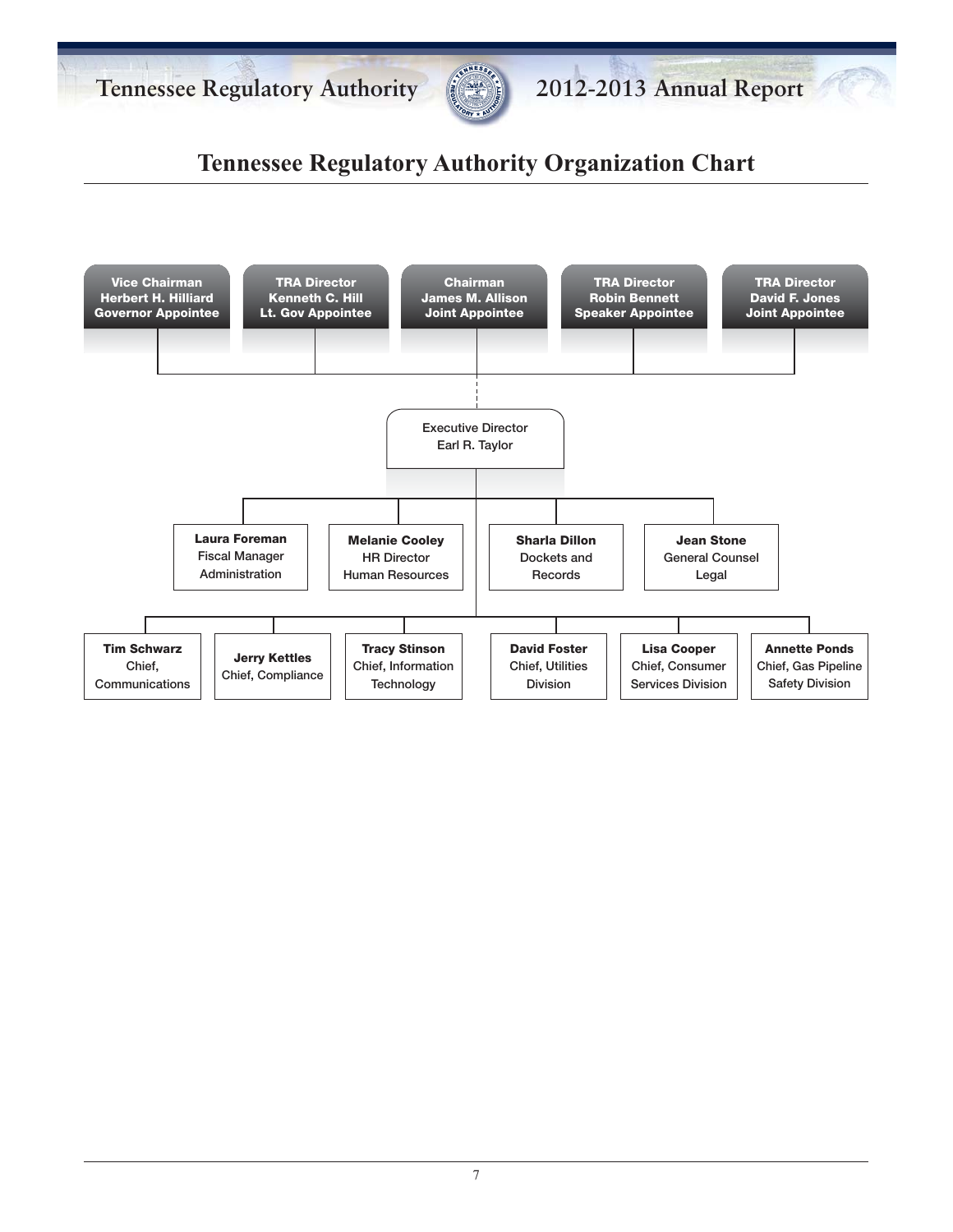# Tennessee Regulatory Authority Organization Chart

**Vice Chairman**
**Herbert H. Hilliard**
**Governor Appointee**

**TRA Director**
**Kenneth C. Hill**
**Lt. Gov Appointee**

**Chairman**
**James M. Allison**
**Joint Appointee**

**TRA Director**
**Robin Bennett**
**Speaker Appointee**

**TRA Director**
**David F. Jones**
**Joint Appointee**

Executive Director
Earl R. Taylor

**Laura Foreman**
Fiscal Manager
Administration

**Melanie Cooley**
HR Director
Human Resources

**Sharla Dillon**
Dockets and
Records

**Jean Stone**
General Counsel
Legal

**Tim Schwarz**
Chief,
Communications

**Jerry Kettles**
Chief, Compliance

**Tracy Stinson**
Chief, Information
Technology

**David Foster**
Chief, Utilities
Division

**Lisa Cooper**
Chief, Consumer
Services Division

**Annette Ponds**
Chief, Gas Pipeline
Safety Division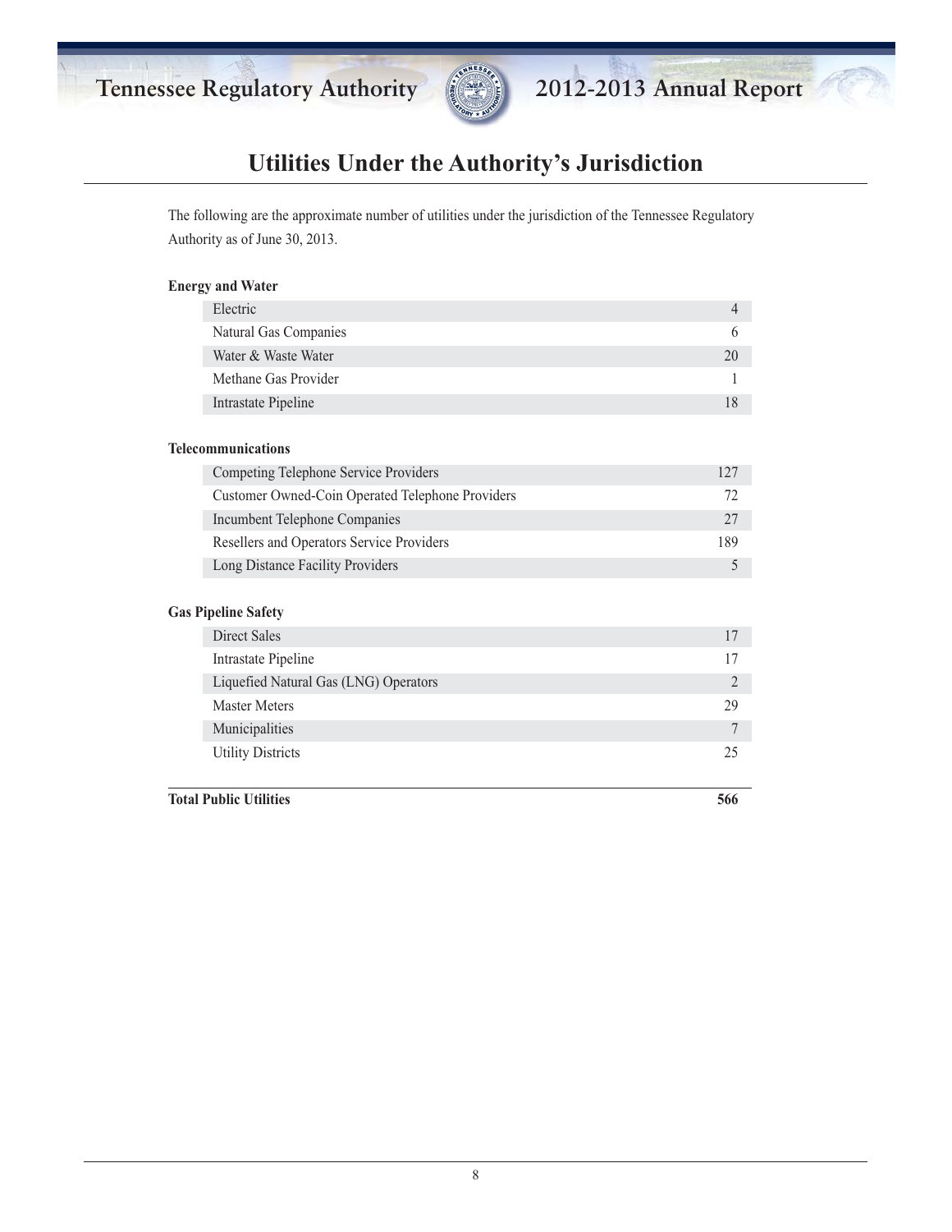# Utilities Under the Authority's Jurisdiction

The following are the approximate number of utilities under the jurisdiction of the Tennessee Regulatory Authority as of June 30, 2013.

**Energy and Water**

| | |
|---|---|
| Electric | 4 |
| Natural Gas Companies | 6 |
| Water & Waste Water | 20 |
| Methane Gas Provider | 1 |
| Intrastate Pipeline | 18 |

**Telecommunications**

| | |
|---|---|
| Competing Telephone Service Providers | 127 |
| Customer Owned-Coin Operated Telephone Providers | 72 |
| Incumbent Telephone Companies | 27 |
| Resellers and Operators Service Providers | 189 |
| Long Distance Facility Providers | 5 |

**Gas Pipeline Safety**

| | |
|---|---|
| Direct Sales | 17 |
| Intrastate Pipeline | 17 |
| Liquefied Natural Gas (LNG) Operators | 2 |
| Master Meters | 29 |
| Municipalities | 7 |
| Utility Districts | 25 |

| | |
|---|---|
| **Total Public Utilities** | **566** |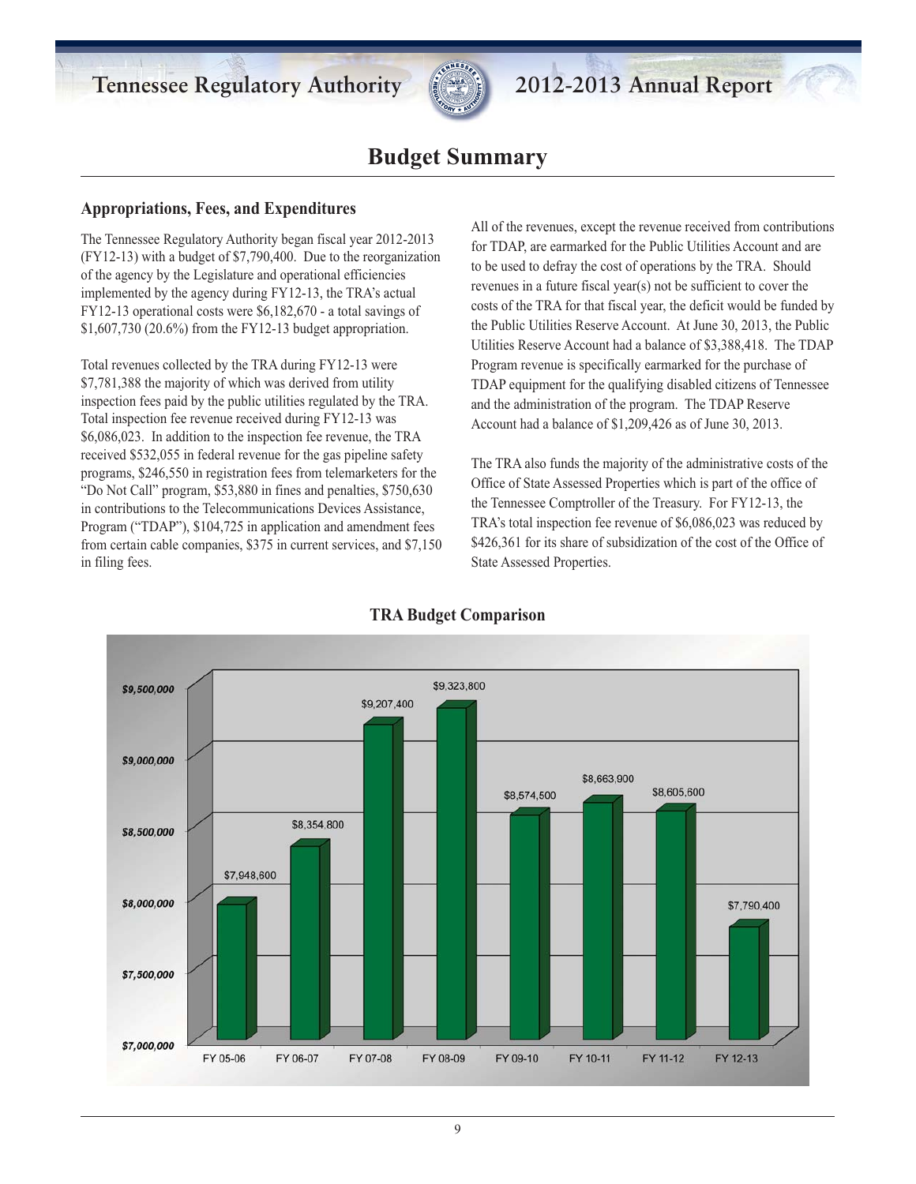# Budget Summary

## Appropriations, Fees, and Expenditures

The Tennessee Regulatory Authority began fiscal year 2012-2013 (FY12-13) with a budget of $7,790,400. Due to the reorganization of the agency by the Legislature and operational efficiencies implemented by the agency during FY12-13, the TRA's actual FY12-13 operational costs were $6,182,670 - a total savings of $1,607,730 (20.6%) from the FY12-13 budget appropriation.

Total revenues collected by the TRA during FY12-13 were $7,781,388 the majority of which was derived from utility inspection fees paid by the public utilities regulated by the TRA. Total inspection fee revenue received during FY12-13 was $6,086,023. In addition to the inspection fee revenue, the TRA received $532,055 in federal revenue for the gas pipeline safety programs, $246,550 in registration fees from telemarketers for the "Do Not Call" program, $53,880 in fines and penalties, $750,630 in contributions to the Telecommunications Devices Assistance, Program ("TDAP"), $104,725 in application and amendment fees from certain cable companies, $375 in current services, and $7,150 in filing fees.

All of the revenues, except the revenue received from contributions for TDAP, are earmarked for the Public Utilities Account and are to be used to defray the cost of operations by the TRA. Should revenues in a future fiscal year(s) not be sufficient to cover the costs of the TRA for that fiscal year, the deficit would be funded by the Public Utilities Reserve Account. At June 30, 2013, the Public Utilities Reserve Account had a balance of $3,388,418. The TDAP Program revenue is specifically earmarked for the purchase of TDAP equipment for the qualifying disabled citizens of Tennessee and the administration of the program. The TDAP Reserve Account had a balance of $1,209,426 as of June 30, 2013.

The TRA also funds the majority of the administrative costs of the Office of State Assessed Properties which is part of the office of the Tennessee Comptroller of the Treasury. For FY12-13, the TRA's total inspection fee revenue of $6,086,023 was reduced by $426,361 for its share of subsidization of the cost of the Office of State Assessed Properties.

### TRA Budget Comparison

| Fiscal Year | Budget |
|---|---|
| FY 05-06 | $7,948,600 |
| FY 06-07 | $8,354,800 |
| FY 07-08 | $9,207,400 |
| FY 08-09 | $9,323,800 |
| FY 09-10 | $8,574,500 |
| FY 10-11 | $8,663,900 |
| FY 11-12 | $8,605,600 |
| FY 12-13 | $7,790,400 |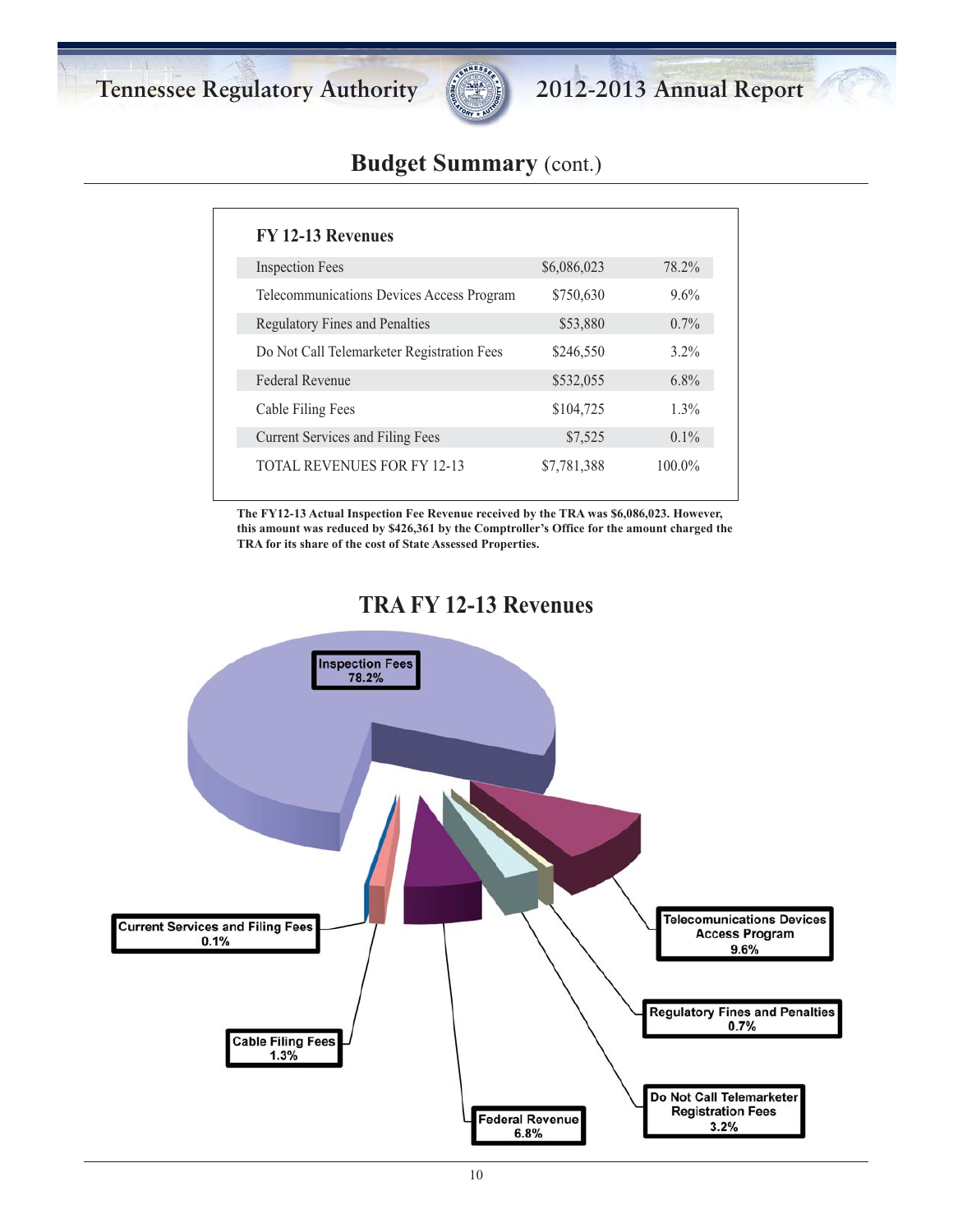## Budget Summary (cont.)

| FY 12-13 Revenues | | |
|---|---|---|
| Inspection Fees | $6,086,023 | 78.2% |
| Telecommunications Devices Access Program | $750,630 | 9.6% |
| Regulatory Fines and Penalties | $53,880 | 0.7% |
| Do Not Call Telemarketer Registration Fees | $246,550 | 3.2% |
| Federal Revenue | $532,055 | 6.8% |
| Cable Filing Fees | $104,725 | 1.3% |
| Current Services and Filing Fees | $7,525 | 0.1% |
| TOTAL REVENUES FOR FY 12-13 | $7,781,388 | 100.0% |

**The FY12-13 Actual Inspection Fee Revenue received by the TRA was $6,086,023. However, this amount was reduced by $426,361 by the Comptroller's Office for the amount charged the TRA for its share of the cost of State Assessed Properties.**

## TRA FY 12-13 Revenues

- Inspection Fees 78.2%
- Telecomunications Devices Access Program 9.6%
- Regulatory Fines and Penalties 0.7%
- Do Not Call Telemarketer Registration Fees 3.2%
- Federal Revenue 6.8%
- Cable Filing Fees 1.3%
- Current Services and Filing Fees 0.1%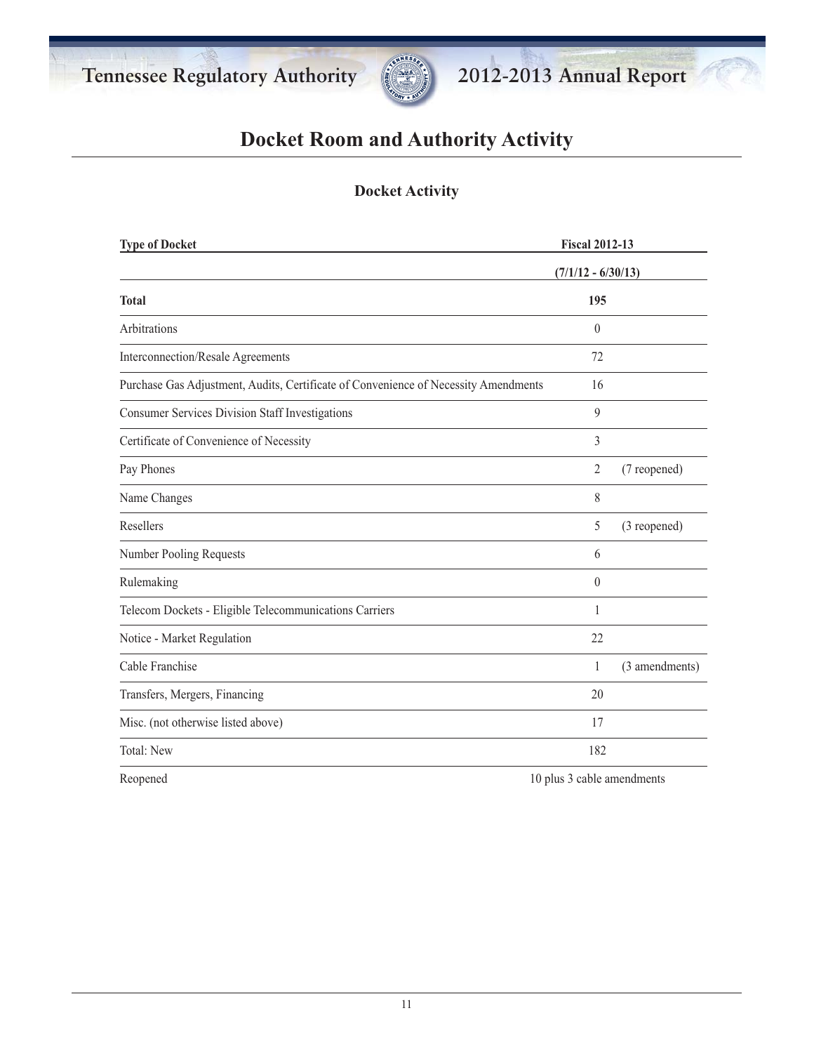# Docket Room and Authority Activity

## Docket Activity

| Type of Docket | Fiscal 2012-13 | |
|---|---|---|
| | (7/1/12 - 6/30/13) | |
| **Total** | **195** | |
| Arbitrations | 0 | |
| Interconnection/Resale Agreements | 72 | |
| Purchase Gas Adjustment, Audits, Certificate of Convenience of Necessity Amendments | 16 | |
| Consumer Services Division Staff Investigations | 9 | |
| Certificate of Convenience of Necessity | 3 | |
| Pay Phones | 2 | (7 reopened) |
| Name Changes | 8 | |
| Resellers | 5 | (3 reopened) |
| Number Pooling Requests | 6 | |
| Rulemaking | 0 | |
| Telecom Dockets - Eligible Telecommunications Carriers | 1 | |
| Notice - Market Regulation | 22 | |
| Cable Franchise | 1 | (3 amendments) |
| Transfers, Mergers, Financing | 20 | |
| Misc. (not otherwise listed above) | 17 | |
| Total: New | 182 | |
| Reopened | 10 plus 3 cable amendments | |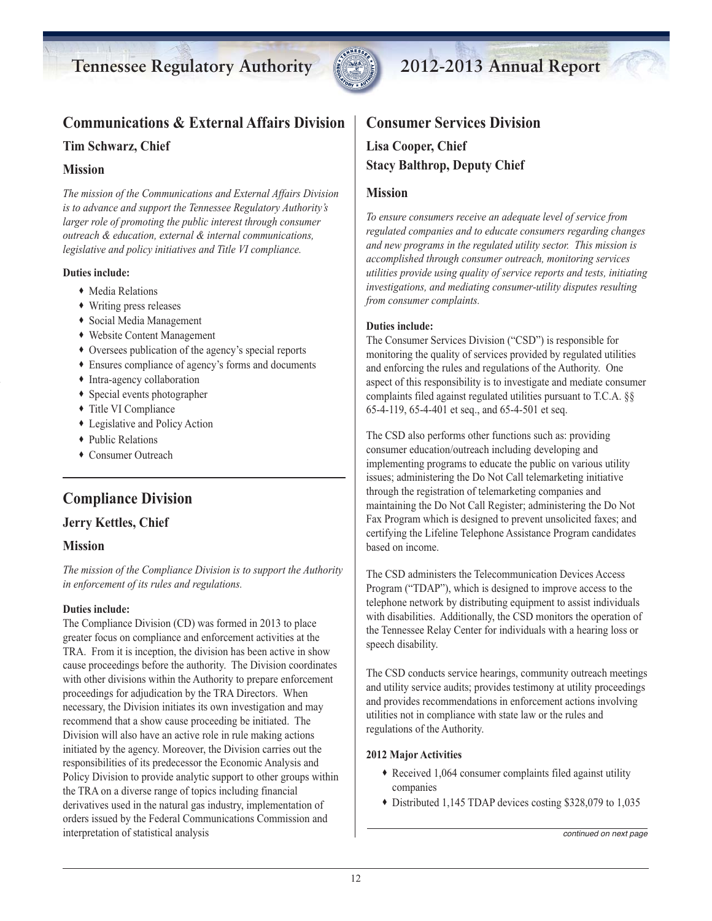## Communications & External Affairs Division

### Tim Schwarz, Chief

### Mission

*The mission of the Communications and External Affairs Division is to advance and support the Tennessee Regulatory Authority's larger role of promoting the public interest through consumer outreach & education, external & internal communications, legislative and policy initiatives and Title VI compliance.*

**Duties include:**

- Media Relations
- Writing press releases
- Social Media Management
- Website Content Management
- Oversees publication of the agency's special reports
- Ensures compliance of agency's forms and documents
- Intra-agency collaboration
- Special events photographer
- Title VI Compliance
- Legislative and Policy Action
- Public Relations
- Consumer Outreach

## Compliance Division

### Jerry Kettles, Chief

### Mission

*The mission of the Compliance Division is to support the Authority in enforcement of its rules and regulations.*

**Duties include:**

The Compliance Division (CD) was formed in 2013 to place greater focus on compliance and enforcement activities at the TRA. From it is inception, the division has been active in show cause proceedings before the authority. The Division coordinates with other divisions within the Authority to prepare enforcement proceedings for adjudication by the TRA Directors. When necessary, the Division initiates its own investigation and may recommend that a show cause proceeding be initiated. The Division will also have an active role in rule making actions initiated by the agency. Moreover, the Division carries out the responsibilities of its predecessor the Economic Analysis and Policy Division to provide analytic support to other groups within the TRA on a diverse range of topics including financial derivatives used in the natural gas industry, implementation of orders issued by the Federal Communications Commission and interpretation of statistical analysis

## Consumer Services Division

### Lisa Cooper, Chief

### Stacy Balthrop, Deputy Chief

### Mission

*To ensure consumers receive an adequate level of service from regulated companies and to educate consumers regarding changes and new programs in the regulated utility sector. This mission is accomplished through consumer outreach, monitoring services utilities provide using quality of service reports and tests, initiating investigations, and mediating consumer-utility disputes resulting from consumer complaints.*

**Duties include:**

The Consumer Services Division ("CSD") is responsible for monitoring the quality of services provided by regulated utilities and enforcing the rules and regulations of the Authority. One aspect of this responsibility is to investigate and mediate consumer complaints filed against regulated utilities pursuant to T.C.A. §§ 65-4-119, 65-4-401 et seq., and 65-4-501 et seq.

The CSD also performs other functions such as: providing consumer education/outreach including developing and implementing programs to educate the public on various utility issues; administering the Do Not Call telemarketing initiative through the registration of telemarketing companies and maintaining the Do Not Call Register; administering the Do Not Fax Program which is designed to prevent unsolicited faxes; and certifying the Lifeline Telephone Assistance Program candidates based on income.

The CSD administers the Telecommunication Devices Access Program ("TDAP"), which is designed to improve access to the telephone network by distributing equipment to assist individuals with disabilities. Additionally, the CSD monitors the operation of the Tennessee Relay Center for individuals with a hearing loss or speech disability.

The CSD conducts service hearings, community outreach meetings and utility service audits; provides testimony at utility proceedings and provides recommendations in enforcement actions involving utilities not in compliance with state law or the rules and regulations of the Authority.

**2012 Major Activities**

- Received 1,064 consumer complaints filed against utility companies
- Distributed 1,145 TDAP devices costing $328,079 to 1,035

*continued on next page*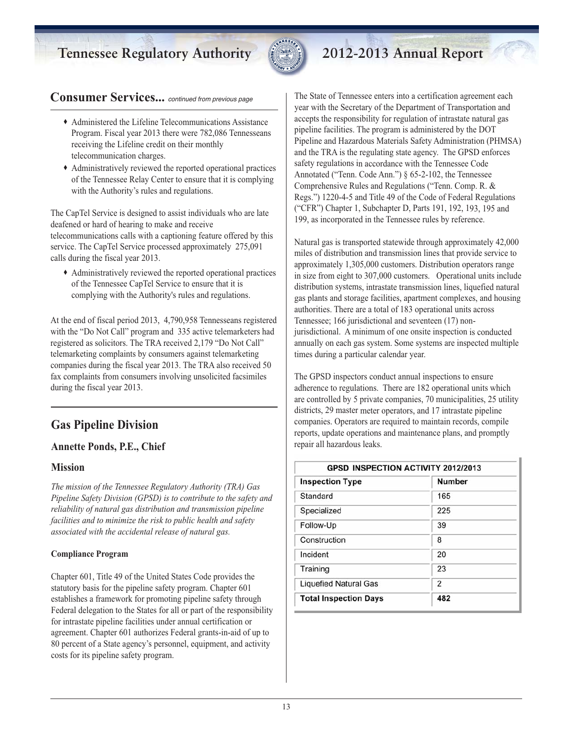## Consumer Services... *continued from previous page*

- Administered the Lifeline Telecommunications Assistance Program. Fiscal year 2013 there were 782,086 Tennesseans receiving the Lifeline credit on their monthly telecommunication charges.
- Administratively reviewed the reported operational practices of the Tennessee Relay Center to ensure that it is complying with the Authority's rules and regulations.

The CapTel Service is designed to assist individuals who are late deafened or hard of hearing to make and receive telecommunications calls with a captioning feature offered by this service. The CapTel Service processed approximately 275,091 calls during the fiscal year 2013.

- Administratively reviewed the reported operational practices of the Tennessee CapTel Service to ensure that it is complying with the Authority's rules and regulations.

At the end of fiscal period 2013, 4,790,958 Tennesseans registered with the "Do Not Call" program and 335 active telemarketers had registered as solicitors. The TRA received 2,179 "Do Not Call" telemarketing complaints by consumers against telemarketing companies during the fiscal year 2013. The TRA also received 50 fax complaints from consumers involving unsolicited facsimiles during the fiscal year 2013.

## Gas Pipeline Division

### Annette Ponds, P.E., Chief

### Mission

*The mission of the Tennessee Regulatory Authority (TRA) Gas Pipeline Safety Division (GPSD) is to contribute to the safety and reliability of natural gas distribution and transmission pipeline facilities and to minimize the risk to public health and safety associated with the accidental release of natural gas.*

**Compliance Program**

Chapter 601, Title 49 of the United States Code provides the statutory basis for the pipeline safety program. Chapter 601 establishes a framework for promoting pipeline safety through Federal delegation to the States for all or part of the responsibility for intrastate pipeline facilities under annual certification or agreement. Chapter 601 authorizes Federal grants-in-aid of up to 80 percent of a State agency's personnel, equipment, and activity costs for its pipeline safety program.

The State of Tennessee enters into a certification agreement each year with the Secretary of the Department of Transportation and accepts the responsibility for regulation of intrastate natural gas pipeline facilities. The program is administered by the DOT Pipeline and Hazardous Materials Safety Administration (PHMSA) and the TRA is the regulating state agency. The GPSD enforces safety regulations in accordance with the Tennessee Code Annotated ("Tenn. Code Ann.") § 65-2-102, the Tennessee Comprehensive Rules and Regulations ("Tenn. Comp. R. & Regs.") 1220-4-5 and Title 49 of the Code of Federal Regulations ("CFR") Chapter 1, Subchapter D, Parts 191, 192, 193, 195 and 199, as incorporated in the Tennessee rules by reference.

Natural gas is transported statewide through approximately 42,000 miles of distribution and transmission lines that provide service to approximately 1,305,000 customers. Distribution operators range in size from eight to 307,000 customers. Operational units include distribution systems, intrastate transmission lines, liquefied natural gas plants and storage facilities, apartment complexes, and housing authorities. There are a total of 183 operational units across Tennessee; 166 jurisdictional and seventeen (17) non-jurisdictional. A minimum of one onsite inspection is conducted annually on each gas system. Some systems are inspected multiple times during a particular calendar year.

The GPSD inspectors conduct annual inspections to ensure adherence to regulations. There are 182 operational units which are controlled by 5 private companies, 70 municipalities, 25 utility districts, 29 master meter operators, and 17 intrastate pipeline companies. Operators are required to maintain records, compile reports, update operations and maintenance plans, and promptly repair all hazardous leaks.

| GPSD INSPECTION ACTIVITY 2012/2013 | |
|---|---|
| **Inspection Type** | **Number** |
| Standard | 165 |
| Specialized | 225 |
| Follow-Up | 39 |
| Construction | 8 |
| Incident | 20 |
| Training | 23 |
| Liquefied Natural Gas | 2 |
| **Total Inspection Days** | **482** |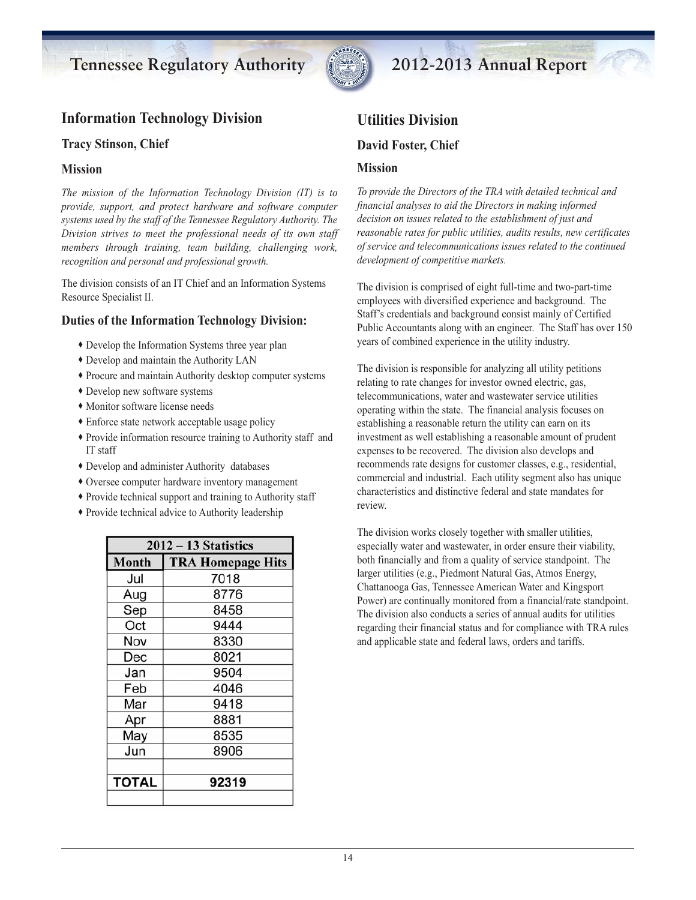## Information Technology Division

### Tracy Stinson, Chief

### Mission

*The mission of the Information Technology Division (IT) is to provide, support, and protect hardware and software computer systems used by the staff of the Tennessee Regulatory Authority. The Division strives to meet the professional needs of its own staff members through training, team building, challenging work, recognition and personal and professional growth.*

The division consists of an IT Chief and an Information Systems Resource Specialist II.

### Duties of the Information Technology Division:

- Develop the Information Systems three year plan
- Develop and maintain the Authority LAN
- Procure and maintain Authority desktop computer systems
- Develop new software systems
- Monitor software license needs
- Enforce state network acceptable usage policy
- Provide information resource training to Authority staff and IT staff
- Develop and administer Authority databases
- Oversee computer hardware inventory management
- Provide technical support and training to Authority staff
- Provide technical advice to Authority leadership

| 2012 – 13 Statistics | |
|---|---|
| **Month** | **TRA Homepage Hits** |
| Jul | 7018 |
| Aug | 8776 |
| Sep | 8458 |
| Oct | 9444 |
| Nov | 8330 |
| Dec | 8021 |
| Jan | 9504 |
| Feb | 4046 |
| Mar | 9418 |
| Apr | 8881 |
| May | 8535 |
| Jun | 8906 |
| | |
| **TOTAL** | **92319** |
| | |

## Utilities Division

### David Foster, Chief

### Mission

*To provide the Directors of the TRA with detailed technical and financial analyses to aid the Directors in making informed decision on issues related to the establishment of just and reasonable rates for public utilities, audits results, new certificates of service and telecommunications issues related to the continued development of competitive markets.*

The division is comprised of eight full-time and two-part-time employees with diversified experience and background. The Staff's credentials and background consist mainly of Certified Public Accountants along with an engineer. The Staff has over 150 years of combined experience in the utility industry.

The division is responsible for analyzing all utility petitions relating to rate changes for investor owned electric, gas, telecommunications, water and wastewater service utilities operating within the state. The financial analysis focuses on establishing a reasonable return the utility can earn on its investment as well establishing a reasonable amount of prudent expenses to be recovered. The division also develops and recommends rate designs for customer classes, e.g., residential, commercial and industrial. Each utility segment also has unique characteristics and distinctive federal and state mandates for review.

The division works closely together with smaller utilities, especially water and wastewater, in order ensure their viability, both financially and from a quality of service standpoint. The larger utilities (e.g., Piedmont Natural Gas, Atmos Energy, Chattanooga Gas, Tennessee American Water and Kingsport Power) are continually monitored from a financial/rate standpoint. The division also conducts a series of annual audits for utilities regarding their financial status and for compliance with TRA rules and applicable state and federal laws, orders and tariffs.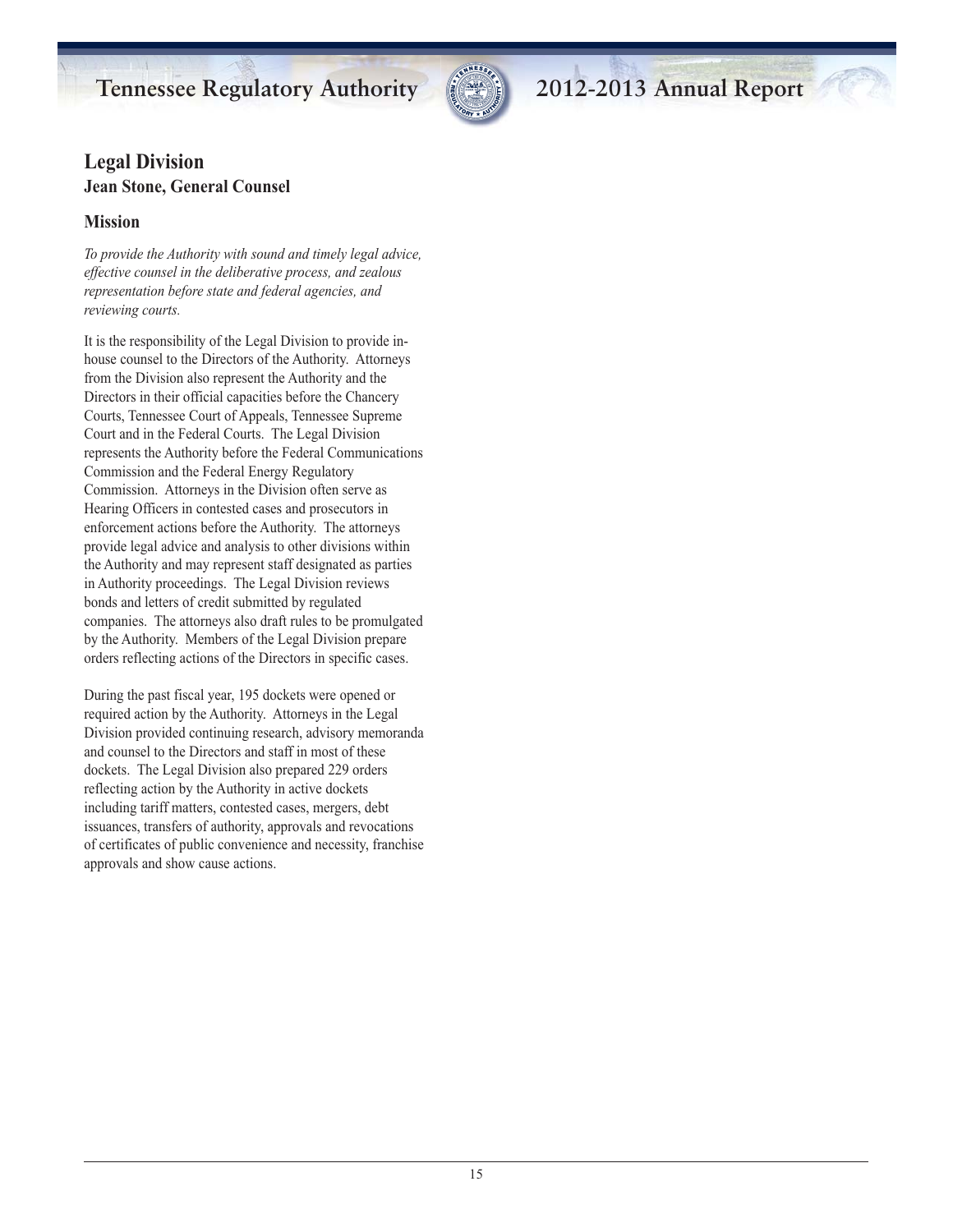## Legal Division

### Jean Stone, General Counsel

### Mission

*To provide the Authority with sound and timely legal advice, effective counsel in the deliberative process, and zealous representation before state and federal agencies, and reviewing courts.*

It is the responsibility of the Legal Division to provide in-house counsel to the Directors of the Authority. Attorneys from the Division also represent the Authority and the Directors in their official capacities before the Chancery Courts, Tennessee Court of Appeals, Tennessee Supreme Court and in the Federal Courts. The Legal Division represents the Authority before the Federal Communications Commission and the Federal Energy Regulatory Commission. Attorneys in the Division often serve as Hearing Officers in contested cases and prosecutors in enforcement actions before the Authority. The attorneys provide legal advice and analysis to other divisions within the Authority and may represent staff designated as parties in Authority proceedings. The Legal Division reviews bonds and letters of credit submitted by regulated companies. The attorneys also draft rules to be promulgated by the Authority. Members of the Legal Division prepare orders reflecting actions of the Directors in specific cases.

During the past fiscal year, 195 dockets were opened or required action by the Authority. Attorneys in the Legal Division provided continuing research, advisory memoranda and counsel to the Directors and staff in most of these dockets. The Legal Division also prepared 229 orders reflecting action by the Authority in active dockets including tariff matters, contested cases, mergers, debt issuances, transfers of authority, approvals and revocations of certificates of public convenience and necessity, franchise approvals and show cause actions.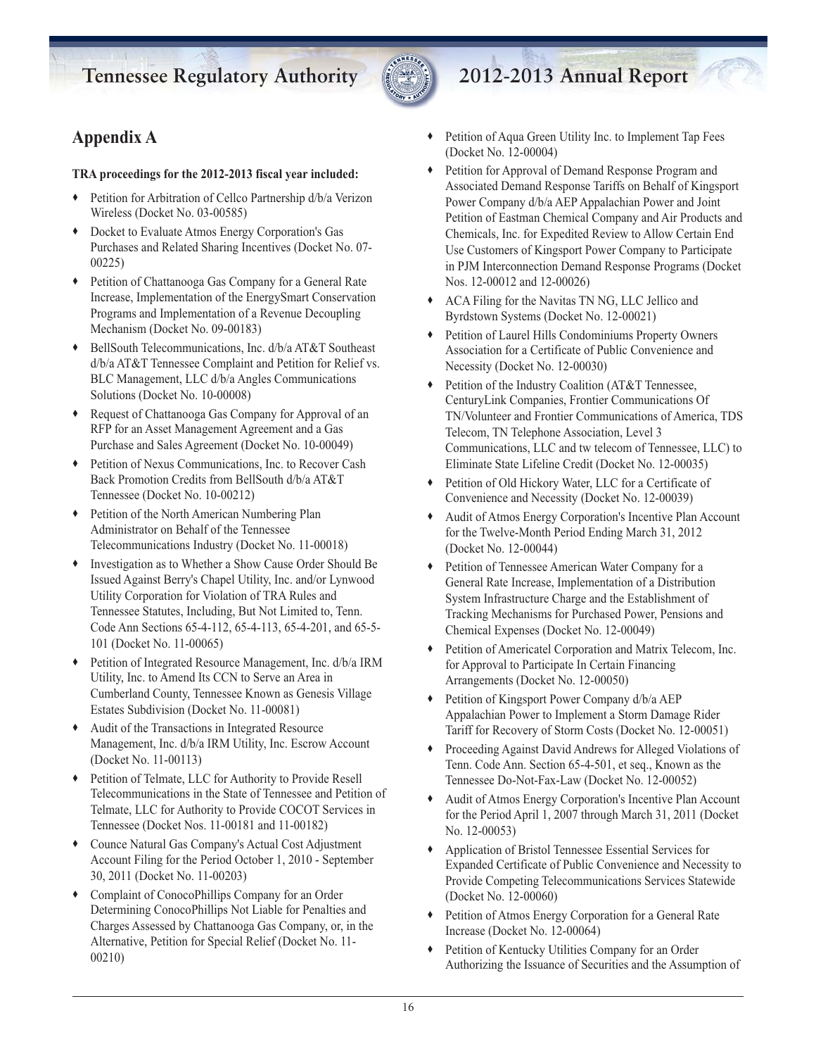## Appendix A

**TRA proceedings for the 2012-2013 fiscal year included:**

- Petition for Arbitration of Cellco Partnership d/b/a Verizon Wireless (Docket No. 03-00585)
- Docket to Evaluate Atmos Energy Corporation's Gas Purchases and Related Sharing Incentives (Docket No. 07-00225)
- Petition of Chattanooga Gas Company for a General Rate Increase, Implementation of the EnergySmart Conservation Programs and Implementation of a Revenue Decoupling Mechanism (Docket No. 09-00183)
- BellSouth Telecommunications, Inc. d/b/a AT&T Southeast d/b/a AT&T Tennessee Complaint and Petition for Relief vs. BLC Management, LLC d/b/a Angles Communications Solutions (Docket No. 10-00008)
- Request of Chattanooga Gas Company for Approval of an RFP for an Asset Management Agreement and a Gas Purchase and Sales Agreement (Docket No. 10-00049)
- Petition of Nexus Communications, Inc. to Recover Cash Back Promotion Credits from BellSouth d/b/a AT&T Tennessee (Docket No. 10-00212)
- Petition of the North American Numbering Plan Administrator on Behalf of the Tennessee Telecommunications Industry (Docket No. 11-00018)
- Investigation as to Whether a Show Cause Order Should Be Issued Against Berry's Chapel Utility, Inc. and/or Lynwood Utility Corporation for Violation of TRA Rules and Tennessee Statutes, Including, But Not Limited to, Tenn. Code Ann Sections 65-4-112, 65-4-113, 65-4-201, and 65-5-101 (Docket No. 11-00065)
- Petition of Integrated Resource Management, Inc. d/b/a IRM Utility, Inc. to Amend Its CCN to Serve an Area in Cumberland County, Tennessee Known as Genesis Village Estates Subdivision (Docket No. 11-00081)
- Audit of the Transactions in Integrated Resource Management, Inc. d/b/a IRM Utility, Inc. Escrow Account (Docket No. 11-00113)
- Petition of Telmate, LLC for Authority to Provide Resell Telecommunications in the State of Tennessee and Petition of Telmate, LLC for Authority to Provide COCOT Services in Tennessee (Docket Nos. 11-00181 and 11-00182)
- Counce Natural Gas Company's Actual Cost Adjustment Account Filing for the Period October 1, 2010 - September 30, 2011 (Docket No. 11-00203)
- Complaint of ConocoPhillips Company for an Order Determining ConocoPhillips Not Liable for Penalties and Charges Assessed by Chattanooga Gas Company, or, in the Alternative, Petition for Special Relief (Docket No. 11-00210)
- Petition of Aqua Green Utility Inc. to Implement Tap Fees (Docket No. 12-00004)
- Petition for Approval of Demand Response Program and Associated Demand Response Tariffs on Behalf of Kingsport Power Company d/b/a AEP Appalachian Power and Joint Petition of Eastman Chemical Company and Air Products and Chemicals, Inc. for Expedited Review to Allow Certain End Use Customers of Kingsport Power Company to Participate in PJM Interconnection Demand Response Programs (Docket Nos. 12-00012 and 12-00026)
- ACA Filing for the Navitas TN NG, LLC Jellico and Byrdstown Systems (Docket No. 12-00021)
- Petition of Laurel Hills Condominiums Property Owners Association for a Certificate of Public Convenience and Necessity (Docket No. 12-00030)
- Petition of the Industry Coalition (AT&T Tennessee, CenturyLink Companies, Frontier Communications Of TN/Volunteer and Frontier Communications of America, TDS Telecom, TN Telephone Association, Level 3 Communications, LLC and tw telecom of Tennessee, LLC) to Eliminate State Lifeline Credit (Docket No. 12-00035)
- Petition of Old Hickory Water, LLC for a Certificate of Convenience and Necessity (Docket No. 12-00039)
- Audit of Atmos Energy Corporation's Incentive Plan Account for the Twelve-Month Period Ending March 31, 2012 (Docket No. 12-00044)
- Petition of Tennessee American Water Company for a General Rate Increase, Implementation of a Distribution System Infrastructure Charge and the Establishment of Tracking Mechanisms for Purchased Power, Pensions and Chemical Expenses (Docket No. 12-00049)
- Petition of Americatel Corporation and Matrix Telecom, Inc. for Approval to Participate In Certain Financing Arrangements (Docket No. 12-00050)
- Petition of Kingsport Power Company d/b/a AEP Appalachian Power to Implement a Storm Damage Rider Tariff for Recovery of Storm Costs (Docket No. 12-00051)
- Proceeding Against David Andrews for Alleged Violations of Tenn. Code Ann. Section 65-4-501, et seq., Known as the Tennessee Do-Not-Fax-Law (Docket No. 12-00052)
- Audit of Atmos Energy Corporation's Incentive Plan Account for the Period April 1, 2007 through March 31, 2011 (Docket No. 12-00053)
- Application of Bristol Tennessee Essential Services for Expanded Certificate of Public Convenience and Necessity to Provide Competing Telecommunications Services Statewide (Docket No. 12-00060)
- Petition of Atmos Energy Corporation for a General Rate Increase (Docket No. 12-00064)
- Petition of Kentucky Utilities Company for an Order Authorizing the Issuance of Securities and the Assumption of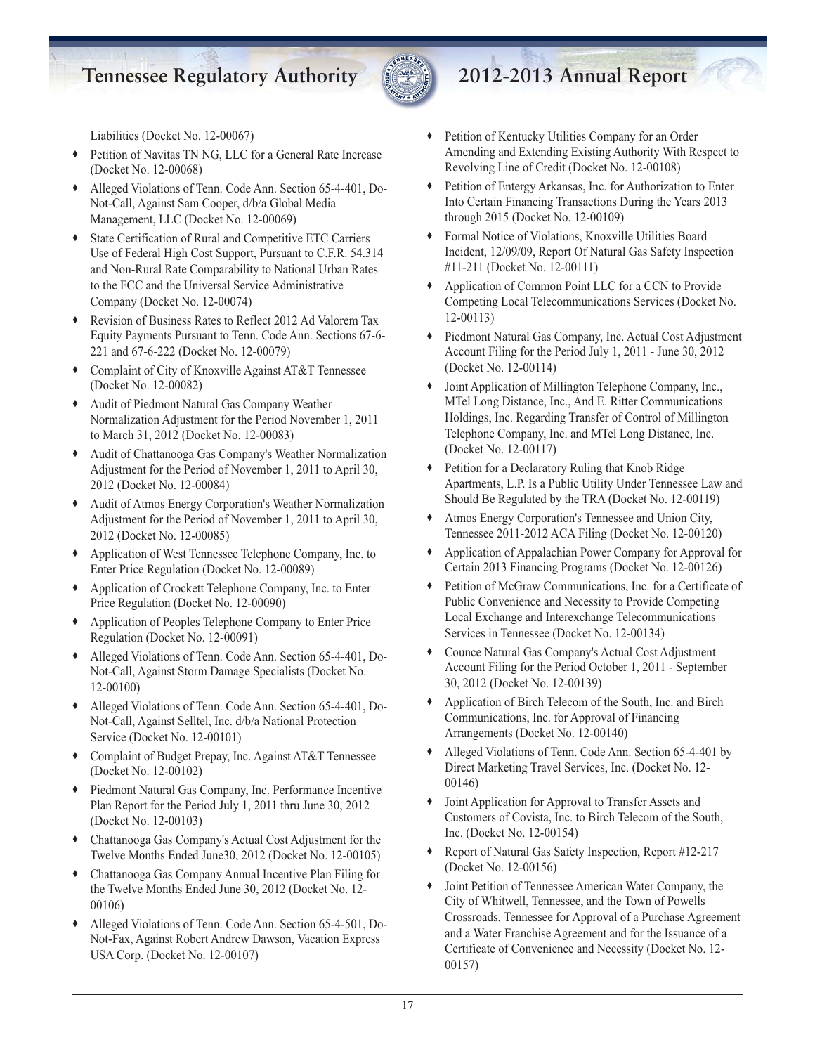Liabilities (Docket No. 12-00067)

- Petition of Navitas TN NG, LLC for a General Rate Increase (Docket No. 12-00068)
- Alleged Violations of Tenn. Code Ann. Section 65-4-401, Do-Not-Call, Against Sam Cooper, d/b/a Global Media Management, LLC (Docket No. 12-00069)
- State Certification of Rural and Competitive ETC Carriers Use of Federal High Cost Support, Pursuant to C.F.R. 54.314 and Non-Rural Rate Comparability to National Urban Rates to the FCC and the Universal Service Administrative Company (Docket No. 12-00074)
- Revision of Business Rates to Reflect 2012 Ad Valorem Tax Equity Payments Pursuant to Tenn. Code Ann. Sections 67-6-221 and 67-6-222 (Docket No. 12-00079)
- Complaint of City of Knoxville Against AT&T Tennessee (Docket No. 12-00082)
- Audit of Piedmont Natural Gas Company Weather Normalization Adjustment for the Period November 1, 2011 to March 31, 2012 (Docket No. 12-00083)
- Audit of Chattanooga Gas Company's Weather Normalization Adjustment for the Period of November 1, 2011 to April 30, 2012 (Docket No. 12-00084)
- Audit of Atmos Energy Corporation's Weather Normalization Adjustment for the Period of November 1, 2011 to April 30, 2012 (Docket No. 12-00085)
- Application of West Tennessee Telephone Company, Inc. to Enter Price Regulation (Docket No. 12-00089)
- Application of Crockett Telephone Company, Inc. to Enter Price Regulation (Docket No. 12-00090)
- Application of Peoples Telephone Company to Enter Price Regulation (Docket No. 12-00091)
- Alleged Violations of Tenn. Code Ann. Section 65-4-401, Do-Not-Call, Against Storm Damage Specialists (Docket No. 12-00100)
- Alleged Violations of Tenn. Code Ann. Section 65-4-401, Do-Not-Call, Against Selltel, Inc. d/b/a National Protection Service (Docket No. 12-00101)
- Complaint of Budget Prepay, Inc. Against AT&T Tennessee (Docket No. 12-00102)
- Piedmont Natural Gas Company, Inc. Performance Incentive Plan Report for the Period July 1, 2011 thru June 30, 2012 (Docket No. 12-00103)
- Chattanooga Gas Company's Actual Cost Adjustment for the Twelve Months Ended June30, 2012 (Docket No. 12-00105)
- Chattanooga Gas Company Annual Incentive Plan Filing for the Twelve Months Ended June 30, 2012 (Docket No. 12-00106)
- Alleged Violations of Tenn. Code Ann. Section 65-4-501, Do-Not-Fax, Against Robert Andrew Dawson, Vacation Express USA Corp. (Docket No. 12-00107)
- Petition of Kentucky Utilities Company for an Order Amending and Extending Existing Authority With Respect to Revolving Line of Credit (Docket No. 12-00108)
- Petition of Entergy Arkansas, Inc. for Authorization to Enter Into Certain Financing Transactions During the Years 2013 through 2015 (Docket No. 12-00109)
- Formal Notice of Violations, Knoxville Utilities Board Incident, 12/09/09, Report Of Natural Gas Safety Inspection #11-211 (Docket No. 12-00111)
- Application of Common Point LLC for a CCN to Provide Competing Local Telecommunications Services (Docket No. 12-00113)
- Piedmont Natural Gas Company, Inc. Actual Cost Adjustment Account Filing for the Period July 1, 2011 - June 30, 2012 (Docket No. 12-00114)
- Joint Application of Millington Telephone Company, Inc., MTel Long Distance, Inc., And E. Ritter Communications Holdings, Inc. Regarding Transfer of Control of Millington Telephone Company, Inc. and MTel Long Distance, Inc. (Docket No. 12-00117)
- Petition for a Declaratory Ruling that Knob Ridge Apartments, L.P. Is a Public Utility Under Tennessee Law and Should Be Regulated by the TRA (Docket No. 12-00119)
- Atmos Energy Corporation's Tennessee and Union City, Tennessee 2011-2012 ACA Filing (Docket No. 12-00120)
- Application of Appalachian Power Company for Approval for Certain 2013 Financing Programs (Docket No. 12-00126)
- Petition of McGraw Communications, Inc. for a Certificate of Public Convenience and Necessity to Provide Competing Local Exchange and Interexchange Telecommunications Services in Tennessee (Docket No. 12-00134)
- Counce Natural Gas Company's Actual Cost Adjustment Account Filing for the Period October 1, 2011 - September 30, 2012 (Docket No. 12-00139)
- Application of Birch Telecom of the South, Inc. and Birch Communications, Inc. for Approval of Financing Arrangements (Docket No. 12-00140)
- Alleged Violations of Tenn. Code Ann. Section 65-4-401 by Direct Marketing Travel Services, Inc. (Docket No. 12-00146)
- Joint Application for Approval to Transfer Assets and Customers of Covista, Inc. to Birch Telecom of the South, Inc. (Docket No. 12-00154)
- Report of Natural Gas Safety Inspection, Report #12-217 (Docket No. 12-00156)
- Joint Petition of Tennessee American Water Company, the City of Whitwell, Tennessee, and the Town of Powells Crossroads, Tennessee for Approval of a Purchase Agreement and a Water Franchise Agreement and for the Issuance of a Certificate of Convenience and Necessity (Docket No. 12-00157)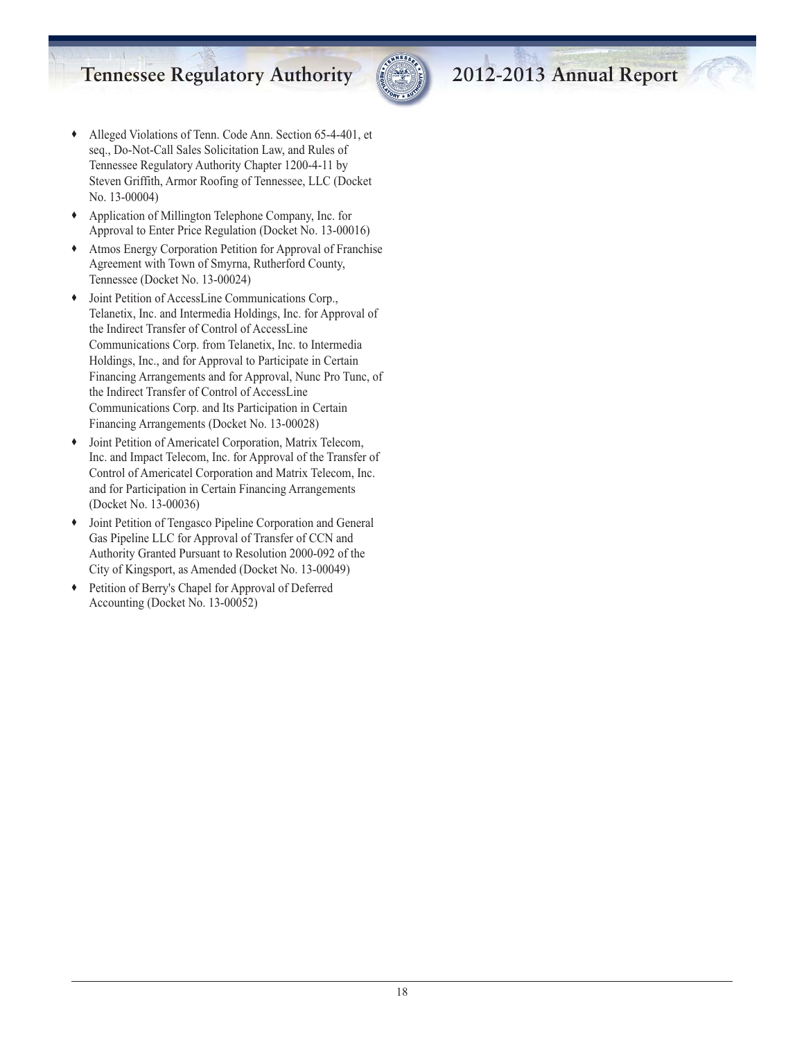- Alleged Violations of Tenn. Code Ann. Section 65-4-401, et seq., Do-Not-Call Sales Solicitation Law, and Rules of Tennessee Regulatory Authority Chapter 1200-4-11 by Steven Griffith, Armor Roofing of Tennessee, LLC (Docket No. 13-00004)
- Application of Millington Telephone Company, Inc. for Approval to Enter Price Regulation (Docket No. 13-00016)
- Atmos Energy Corporation Petition for Approval of Franchise Agreement with Town of Smyrna, Rutherford County, Tennessee (Docket No. 13-00024)
- Joint Petition of AccessLine Communications Corp., Telanetix, Inc. and Intermedia Holdings, Inc. for Approval of the Indirect Transfer of Control of AccessLine Communications Corp. from Telanetix, Inc. to Intermedia Holdings, Inc., and for Approval to Participate in Certain Financing Arrangements and for Approval, Nunc Pro Tunc, of the Indirect Transfer of Control of AccessLine Communications Corp. and Its Participation in Certain Financing Arrangements (Docket No. 13-00028)
- Joint Petition of Americatel Corporation, Matrix Telecom, Inc. and Impact Telecom, Inc. for Approval of the Transfer of Control of Americatel Corporation and Matrix Telecom, Inc. and for Participation in Certain Financing Arrangements (Docket No. 13-00036)
- Joint Petition of Tengasco Pipeline Corporation and General Gas Pipeline LLC for Approval of Transfer of CCN and Authority Granted Pursuant to Resolution 2000-092 of the City of Kingsport, as Amended (Docket No. 13-00049)
- Petition of Berry's Chapel for Approval of Deferred Accounting (Docket No. 13-00052)